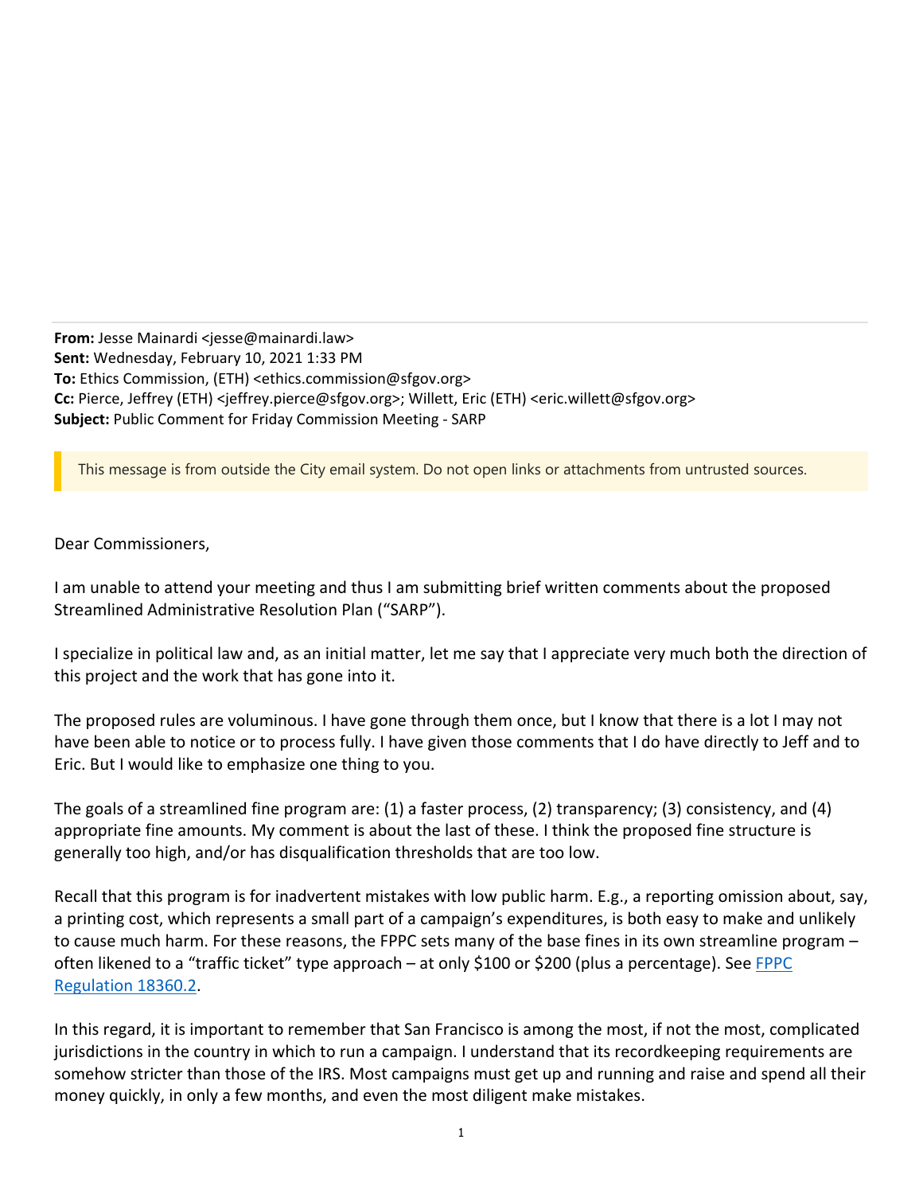**From:** Jesse Mainardi <jesse@mainardi.law>
**Sent:** Wednesday, February 10, 2021 1:33 PM
**To:** Ethics Commission, (ETH) <ethics.commission@sfgov.org>
**Cc:** Pierce, Jeffrey (ETH) <jeffrey.pierce@sfgov.org>; Willett, Eric (ETH) <eric.willett@sfgov.org>
**Subject:** Public Comment for Friday Commission Meeting - SARP

This message is from outside the City email system. Do not open links or attachments from untrusted sources.

Dear Commissioners,

I am unable to attend your meeting and thus I am submitting brief written comments about the proposed Streamlined Administrative Resolution Plan ("SARP").

I specialize in political law and, as an initial matter, let me say that I appreciate very much both the direction of this project and the work that has gone into it.

The proposed rules are voluminous. I have gone through them once, but I know that there is a lot I may not have been able to notice or to process fully. I have given those comments that I do have directly to Jeff and to Eric. But I would like to emphasize one thing to you.

The goals of a streamlined fine program are: (1) a faster process, (2) transparency; (3) consistency, and (4) appropriate fine amounts. My comment is about the last of these. I think the proposed fine structure is generally too high, and/or has disqualification thresholds that are too low.

Recall that this program is for inadvertent mistakes with low public harm. E.g., a reporting omission about, say, a printing cost, which represents a small part of a campaign's expenditures, is both easy to make and unlikely to cause much harm. For these reasons, the FPPC sets many of the base fines in its own streamline program – often likened to a "traffic ticket" type approach – at only $100 or $200 (plus a percentage). See FPPC Regulation 18360.2.

In this regard, it is important to remember that San Francisco is among the most, if not the most, complicated jurisdictions in the country in which to run a campaign. I understand that its recordkeeping requirements are somehow stricter than those of the IRS. Most campaigns must get up and running and raise and spend all their money quickly, in only a few months, and even the most diligent make mistakes.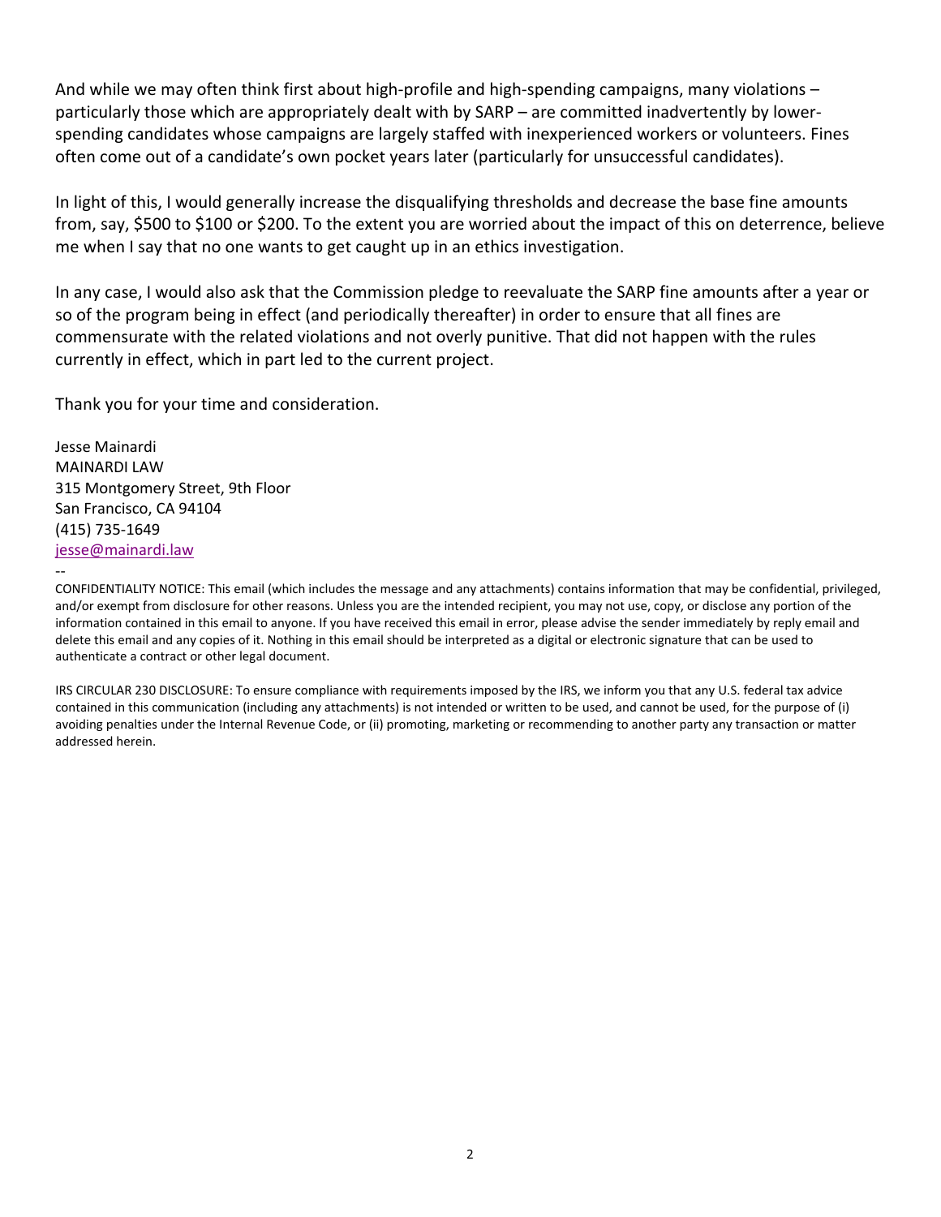And while we may often think first about high-profile and high-spending campaigns, many violations – particularly those which are appropriately dealt with by SARP – are committed inadvertently by lower-spending candidates whose campaigns are largely staffed with inexperienced workers or volunteers. Fines often come out of a candidate's own pocket years later (particularly for unsuccessful candidates).

In light of this, I would generally increase the disqualifying thresholds and decrease the base fine amounts from, say, $500 to $100 or $200. To the extent you are worried about the impact of this on deterrence, believe me when I say that no one wants to get caught up in an ethics investigation.

In any case, I would also ask that the Commission pledge to reevaluate the SARP fine amounts after a year or so of the program being in effect (and periodically thereafter) in order to ensure that all fines are commensurate with the related violations and not overly punitive. That did not happen with the rules currently in effect, which in part led to the current project.

Thank you for your time and consideration.

Jesse Mainardi  
MAINARDI LAW  
315 Montgomery Street, 9th Floor  
San Francisco, CA 94104  
(415) 735-1649  
jesse@mainardi.law

--

CONFIDENTIALITY NOTICE: This email (which includes the message and any attachments) contains information that may be confidential, privileged, and/or exempt from disclosure for other reasons. Unless you are the intended recipient, you may not use, copy, or disclose any portion of the information contained in this email to anyone. If you have received this email in error, please advise the sender immediately by reply email and delete this email and any copies of it. Nothing in this email should be interpreted as a digital or electronic signature that can be used to authenticate a contract or other legal document.

IRS CIRCULAR 230 DISCLOSURE: To ensure compliance with requirements imposed by the IRS, we inform you that any U.S. federal tax advice contained in this communication (including any attachments) is not intended or written to be used, and cannot be used, for the purpose of (i) avoiding penalties under the Internal Revenue Code, or (ii) promoting, marketing or recommending to another party any transaction or matter addressed herein.